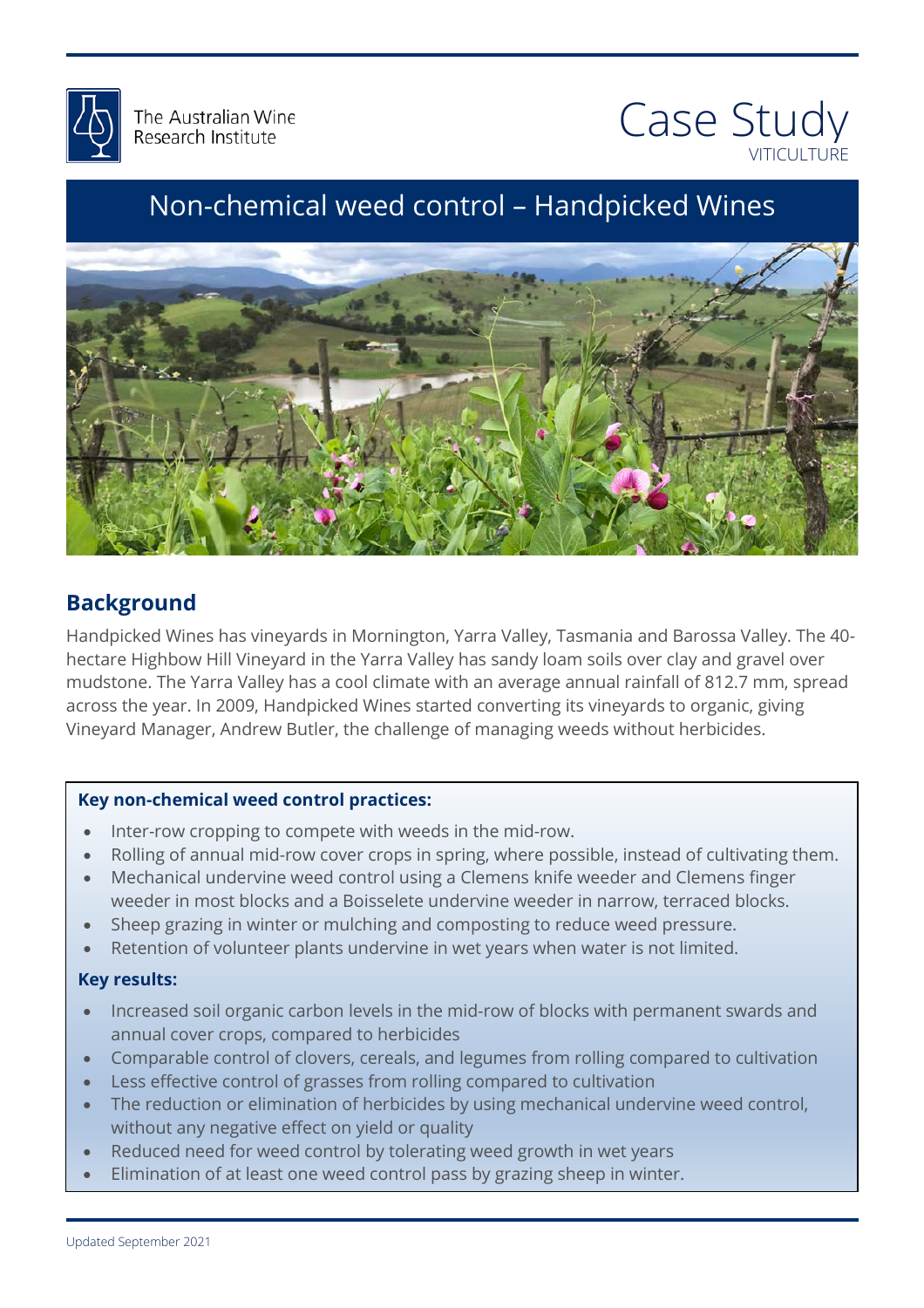The Australian Wine Research Institute

# Case Study
VITICULTURE

## Non-chemical weed control – Handpicked Wines

## Background

Handpicked Wines has vineyards in Mornington, Yarra Valley, Tasmania and Barossa Valley. The 40-hectare Highbow Hill Vineyard in the Yarra Valley has sandy loam soils over clay and gravel over mudstone. The Yarra Valley has a cool climate with an average annual rainfall of 812.7 mm, spread across the year. In 2009, Handpicked Wines started converting its vineyards to organic, giving Vineyard Manager, Andrew Butler, the challenge of managing weeds without herbicides.

**Key non-chemical weed control practices:**

- Inter-row cropping to compete with weeds in the mid-row.
- Rolling of annual mid-row cover crops in spring, where possible, instead of cultivating them.
- Mechanical undervine weed control using a Clemens knife weeder and Clemens finger weeder in most blocks and a Boisselete undervine weeder in narrow, terraced blocks.
- Sheep grazing in winter or mulching and composting to reduce weed pressure.
- Retention of volunteer plants undervine in wet years when water is not limited.

**Key results:**

- Increased soil organic carbon levels in the mid-row of blocks with permanent swards and annual cover crops, compared to herbicides
- Comparable control of clovers, cereals, and legumes from rolling compared to cultivation
- Less effective control of grasses from rolling compared to cultivation
- The reduction or elimination of herbicides by using mechanical undervine weed control, without any negative effect on yield or quality
- Reduced need for weed control by tolerating weed growth in wet years
- Elimination of at least one weed control pass by grazing sheep in winter.

Updated September 2021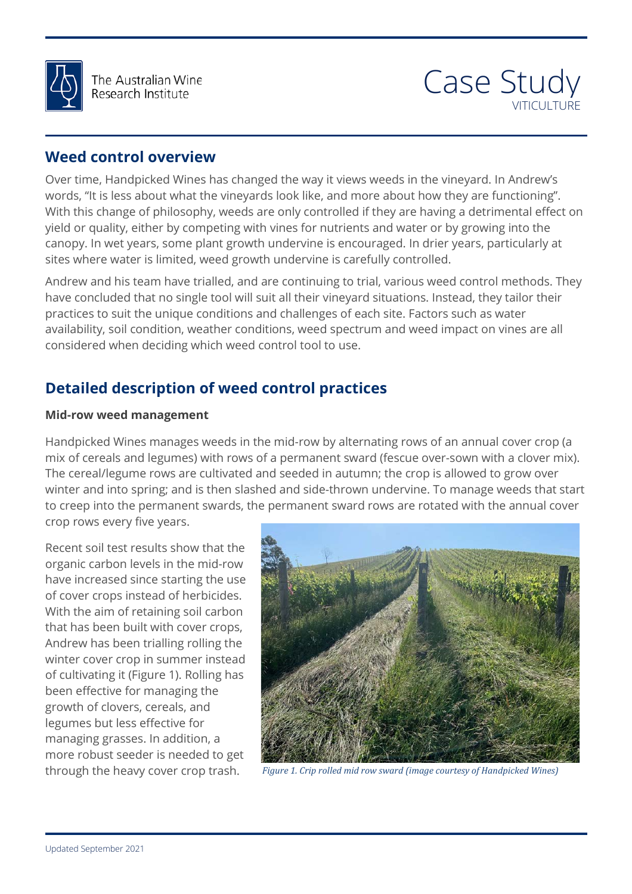## Weed control overview

Over time, Handpicked Wines has changed the way it views weeds in the vineyard. In Andrew's words, "It is less about what the vineyards look like, and more about how they are functioning". With this change of philosophy, weeds are only controlled if they are having a detrimental effect on yield or quality, either by competing with vines for nutrients and water or by growing into the canopy. In wet years, some plant growth undervine is encouraged. In drier years, particularly at sites where water is limited, weed growth undervine is carefully controlled.

Andrew and his team have trialled, and are continuing to trial, various weed control methods. They have concluded that no single tool will suit all their vineyard situations. Instead, they tailor their practices to suit the unique conditions and challenges of each site. Factors such as water availability, soil condition, weather conditions, weed spectrum and weed impact on vines are all considered when deciding which weed control tool to use.

## Detailed description of weed control practices

**Mid-row weed management**

Handpicked Wines manages weeds in the mid-row by alternating rows of an annual cover crop (a mix of cereals and legumes) with rows of a permanent sward (fescue over-sown with a clover mix). The cereal/legume rows are cultivated and seeded in autumn; the crop is allowed to grow over winter and into spring; and is then slashed and side-thrown undervine. To manage weeds that start to creep into the permanent swards, the permanent sward rows are rotated with the annual cover crop rows every five years.

Recent soil test results show that the organic carbon levels in the mid-row have increased since starting the use of cover crops instead of herbicides. With the aim of retaining soil carbon that has been built with cover crops, Andrew has been trialling rolling the winter cover crop in summer instead of cultivating it (Figure 1). Rolling has been effective for managing the growth of clovers, cereals, and legumes but less effective for managing grasses. In addition, a more robust seeder is needed to get through the heavy cover crop trash.

*Figure 1. Crip rolled mid row sward (image courtesy of Handpicked Wines)*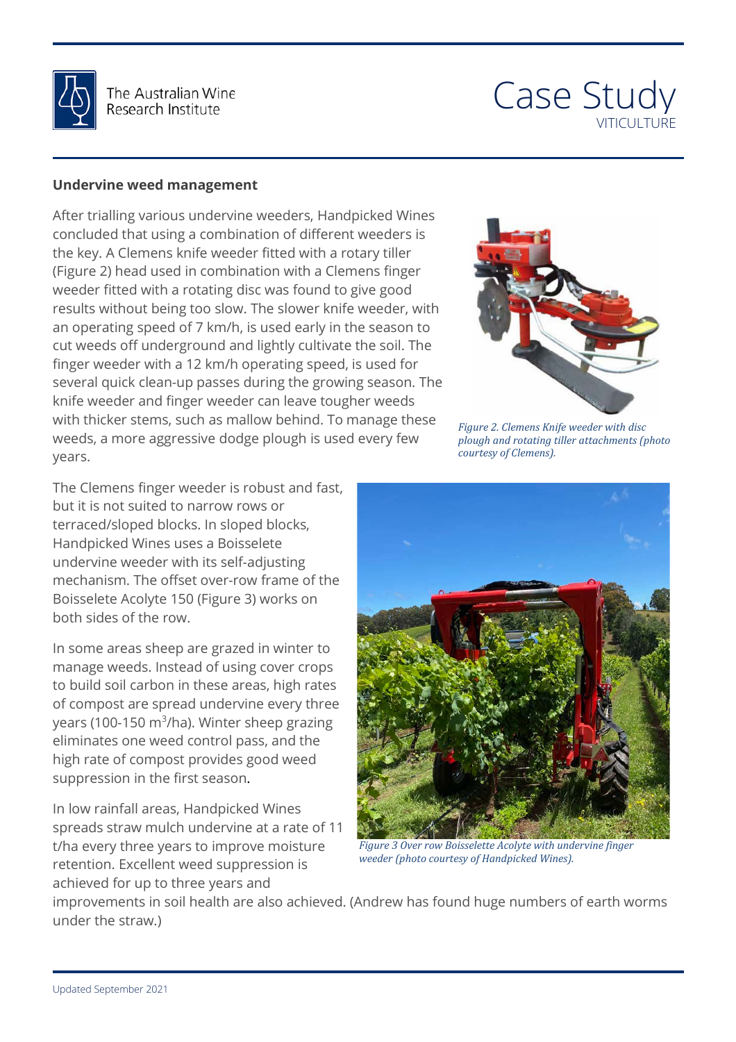## Undervine weed management

After trialling various undervine weeders, Handpicked Wines concluded that using a combination of different weeders is the key. A Clemens knife weeder fitted with a rotary tiller (Figure 2) head used in combination with a Clemens finger weeder fitted with a rotating disc was found to give good results without being too slow. The slower knife weeder, with an operating speed of 7 km/h, is used early in the season to cut weeds off underground and lightly cultivate the soil. The finger weeder with a 12 km/h operating speed, is used for several quick clean-up passes during the growing season. The knife weeder and finger weeder can leave tougher weeds with thicker stems, such as mallow behind. To manage these weeds, a more aggressive dodge plough is used every few years.

*Figure 2. Clemens Knife weeder with disc plough and rotating tiller attachments (photo courtesy of Clemens).*

The Clemens finger weeder is robust and fast, but it is not suited to narrow rows or terraced/sloped blocks. In sloped blocks, Handpicked Wines uses a Boisselete undervine weeder with its self-adjusting mechanism. The offset over-row frame of the Boisselete Acolyte 150 (Figure 3) works on both sides of the row.

*Figure 3 Over row Boisselette Acolyte with undervine finger weeder (photo courtesy of Handpicked Wines).*

In some areas sheep are grazed in winter to manage weeds. Instead of using cover crops to build soil carbon in these areas, high rates of compost are spread undervine every three years (100-150 $m^3$/ha). Winter sheep grazing eliminates one weed control pass, and the high rate of compost provides good weed suppression in the first season.

In low rainfall areas, Handpicked Wines spreads straw mulch undervine at a rate of 11 t/ha every three years to improve moisture retention. Excellent weed suppression is achieved for up to three years and improvements in soil health are also achieved. (Andrew has found huge numbers of earth worms under the straw.)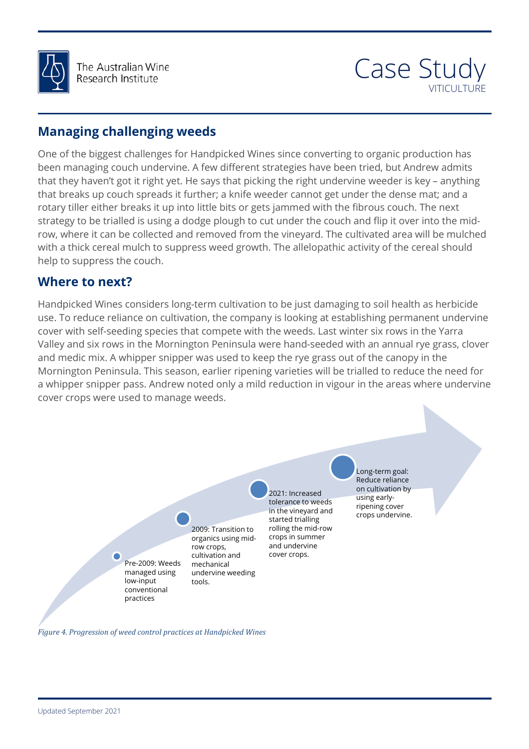## Managing challenging weeds

One of the biggest challenges for Handpicked Wines since converting to organic production has been managing couch undervine. A few different strategies have been tried, but Andrew admits that they haven't got it right yet. He says that picking the right undervine weeder is key – anything that breaks up couch spreads it further; a knife weeder cannot get under the dense mat; and a rotary tiller either breaks it up into little bits or gets jammed with the fibrous couch. The next strategy to be trialled is using a dodge plough to cut under the couch and flip it over into the mid-row, where it can be collected and removed from the vineyard. The cultivated area will be mulched with a thick cereal mulch to suppress weed growth. The allelopathic activity of the cereal should help to suppress the couch.

## Where to next?

Handpicked Wines considers long-term cultivation to be just damaging to soil health as herbicide use. To reduce reliance on cultivation, the company is looking at establishing permanent undervine cover with self-seeding species that compete with the weeds. Last winter six rows in the Yarra Valley and six rows in the Mornington Peninsula were hand-seeded with an annual rye grass, clover and medic mix. A whipper snipper was used to keep the rye grass out of the canopy in the Mornington Peninsula. This season, earlier ripening varieties will be trialled to reduce the need for a whipper snipper pass. Andrew noted only a mild reduction in vigour in the areas where undervine cover crops were used to manage weeds.

- Pre-2009: Weeds managed using low-input conventional practices
- 2009: Transition to organics using mid-row crops, cultivation and mechanical undervine weeding tools.
- 2021: Increased tolerance to weeds in the vineyard and started trialling rolling the mid-row crops in summer and undervine cover crops.
- Long-term goal: Reduce reliance on cultivation by using early-ripening cover crops undervine.

*Figure 4. Progression of weed control practices at Handpicked Wines*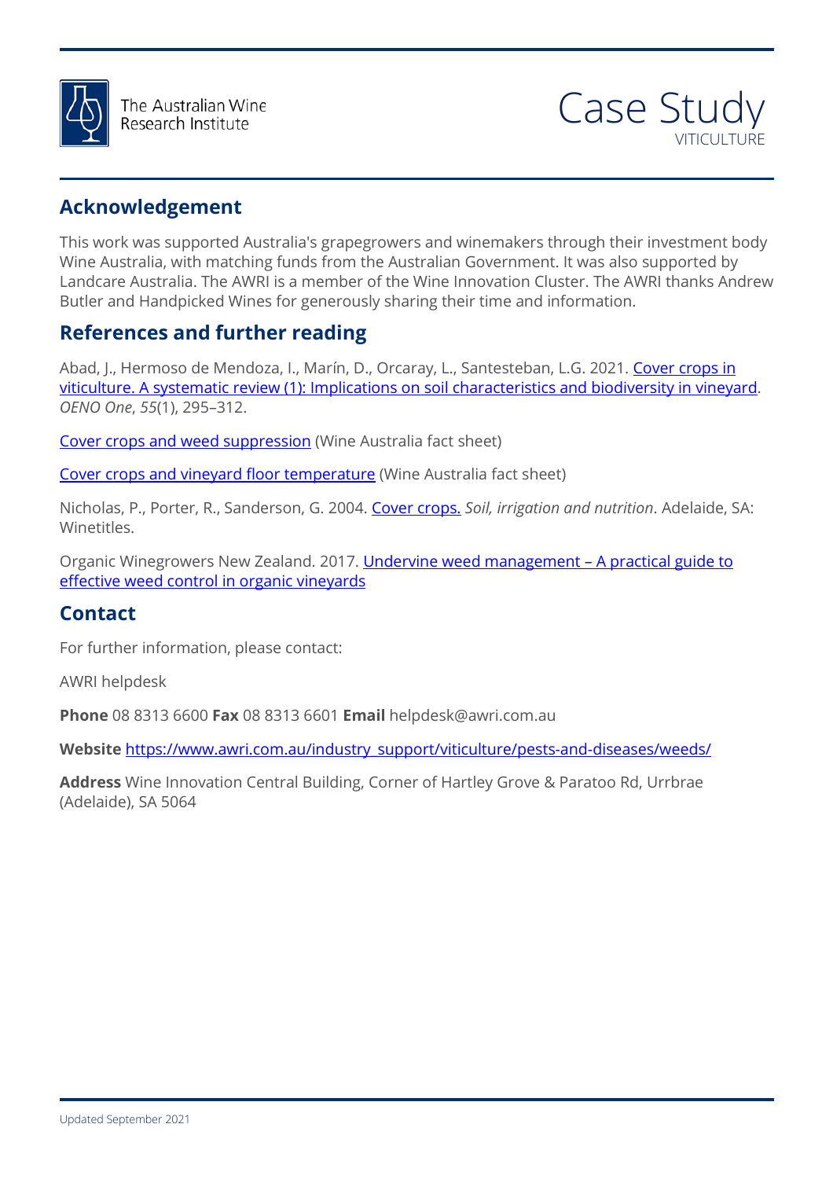## Acknowledgement

This work was supported Australia's grapegrowers and winemakers through their investment body Wine Australia, with matching funds from the Australian Government. It was also supported by Landcare Australia. The AWRI is a member of the Wine Innovation Cluster. The AWRI thanks Andrew Butler and Handpicked Wines for generously sharing their time and information.

## References and further reading

Abad, J., Hermoso de Mendoza, I., Marín, D., Orcaray, L., Santesteban, L.G. 2021. Cover crops in viticulture. A systematic review (1): Implications on soil characteristics and biodiversity in vineyard. *OENO One*, *55*(1), 295–312.

Cover crops and weed suppression (Wine Australia fact sheet)

Cover crops and vineyard floor temperature (Wine Australia fact sheet)

Nicholas, P., Porter, R., Sanderson, G. 2004. Cover crops. *Soil, irrigation and nutrition*. Adelaide, SA: Winetitles.

Organic Winegrowers New Zealand. 2017. Undervine weed management – A practical guide to effective weed control in organic vineyards

## Contact

For further information, please contact:

AWRI helpdesk

**Phone** 08 8313 6600 **Fax** 08 8313 6601 **Email** helpdesk@awri.com.au

**Website** https://www.awri.com.au/industry_support/viticulture/pests-and-diseases/weeds/

**Address** Wine Innovation Central Building, Corner of Hartley Grove & Paratoo Rd, Urrbrae (Adelaide), SA 5064

Updated September 2021